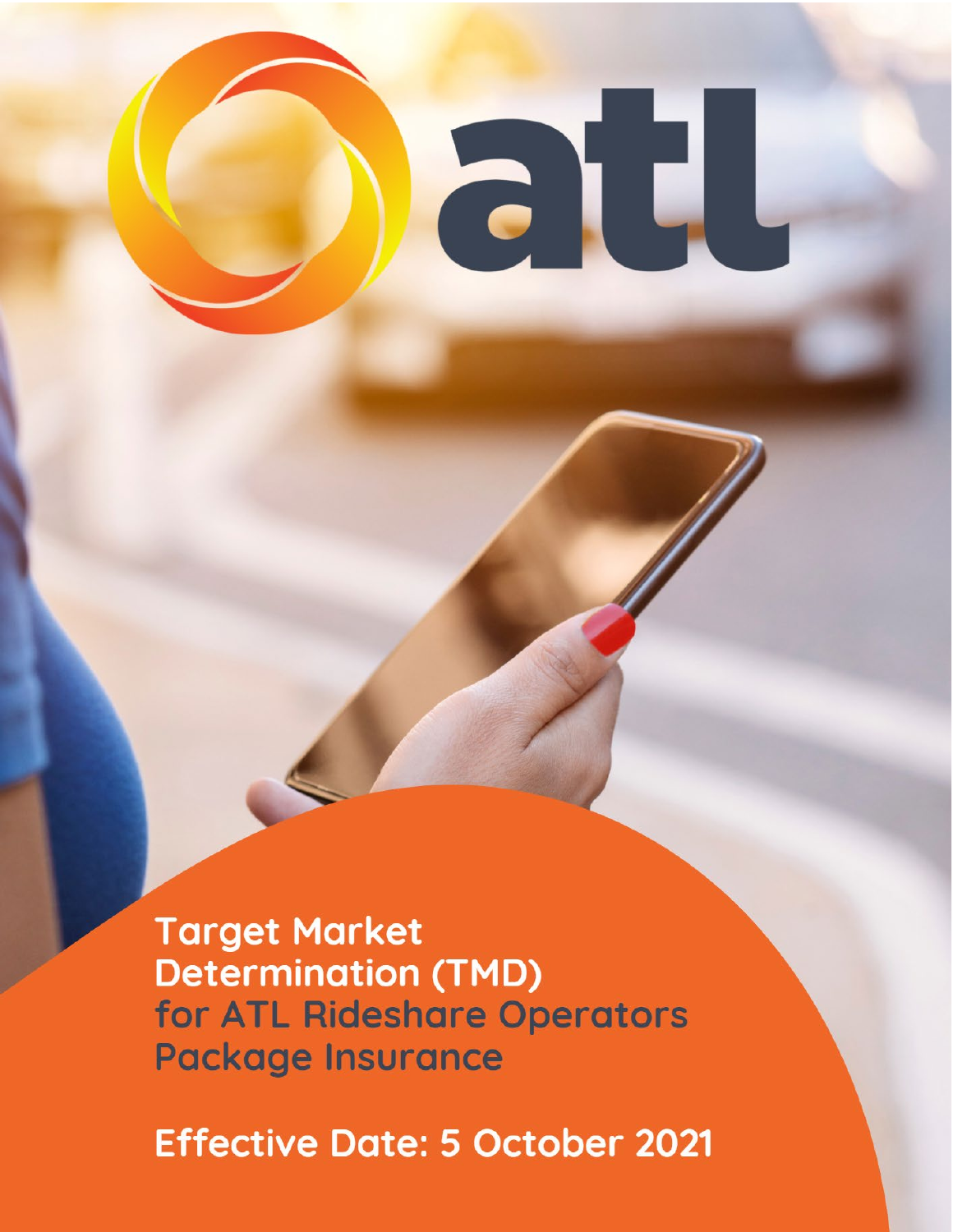atl

# Target Market Determination (TMD) for ATL Rideshare Operators Package Insurance

Effective Date: 5 October 2021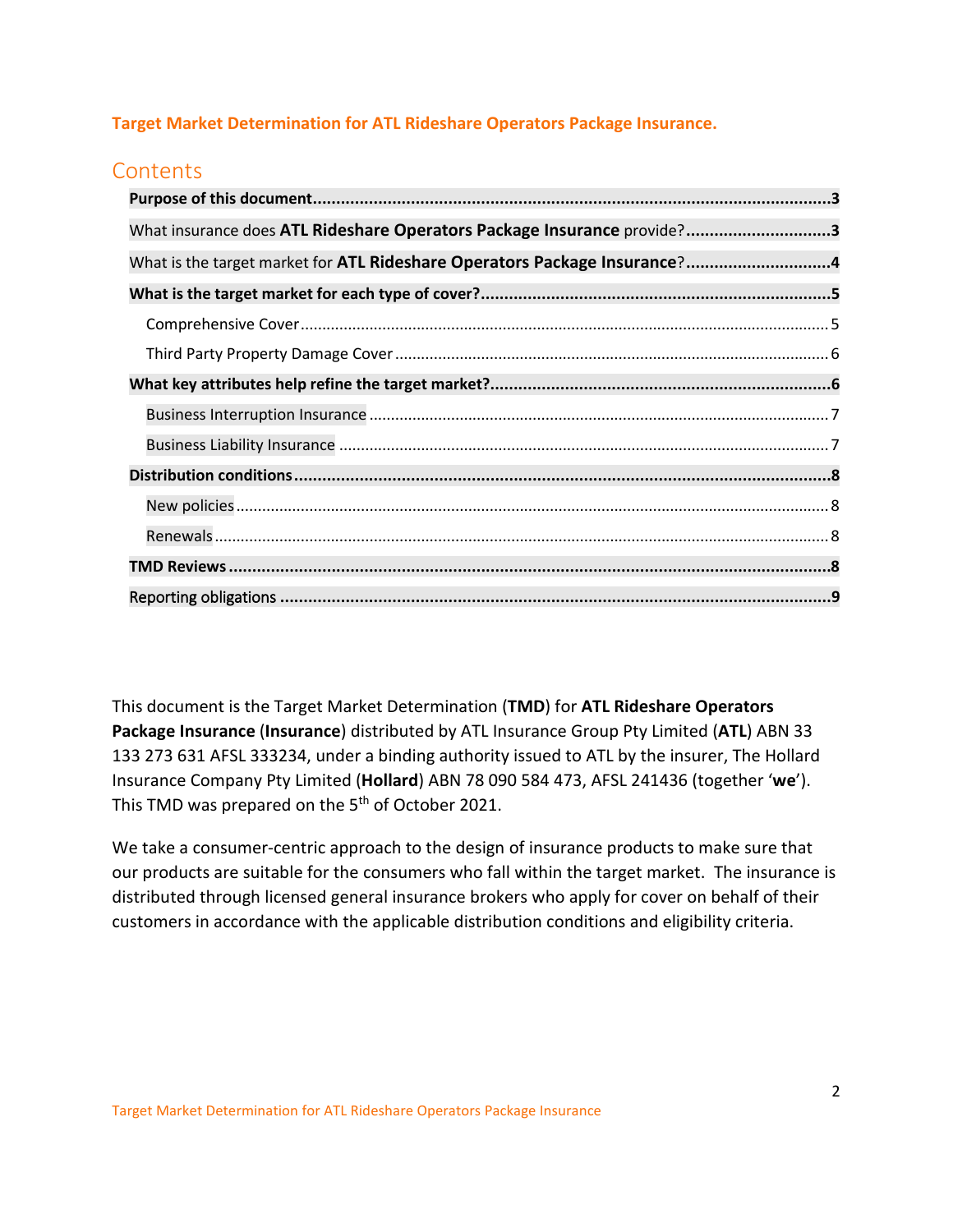**Target Market Determination for ATL Rideshare Operators Package Insurance.**

## Contents

- **Purpose of this document** ........ 3
- What insurance does **ATL Rideshare Operators Package Insurance** provide? ........ 3
- What is the target market for **ATL Rideshare Operators Package Insurance**? ........ 4
- **What is the target market for each type of cover?** ........ 5
  - Comprehensive Cover ........ 5
  - Third Party Property Damage Cover ........ 6
- **What key attributes help refine the target market?** ........ 6
  - Business Interruption Insurance ........ 7
  - Business Liability Insurance ........ 7
- **Distribution conditions** ........ 8
  - New policies ........ 8
  - Renewals ........ 8
- **TMD Reviews** ........ 8
- Reporting obligations ........ 9

This document is the Target Market Determination (**TMD**) for **ATL Rideshare Operators Package Insurance** (**Insurance**) distributed by ATL Insurance Group Pty Limited (**ATL**) ABN 33 133 273 631 AFSL 333234, under a binding authority issued to ATL by the insurer, The Hollard Insurance Company Pty Limited (**Hollard**) ABN 78 090 584 473, AFSL 241436 (together '**we**'). This TMD was prepared on the 5th of October 2021.

We take a consumer-centric approach to the design of insurance products to make sure that our products are suitable for the consumers who fall within the target market. The insurance is distributed through licensed general insurance brokers who apply for cover on behalf of their customers in accordance with the applicable distribution conditions and eligibility criteria.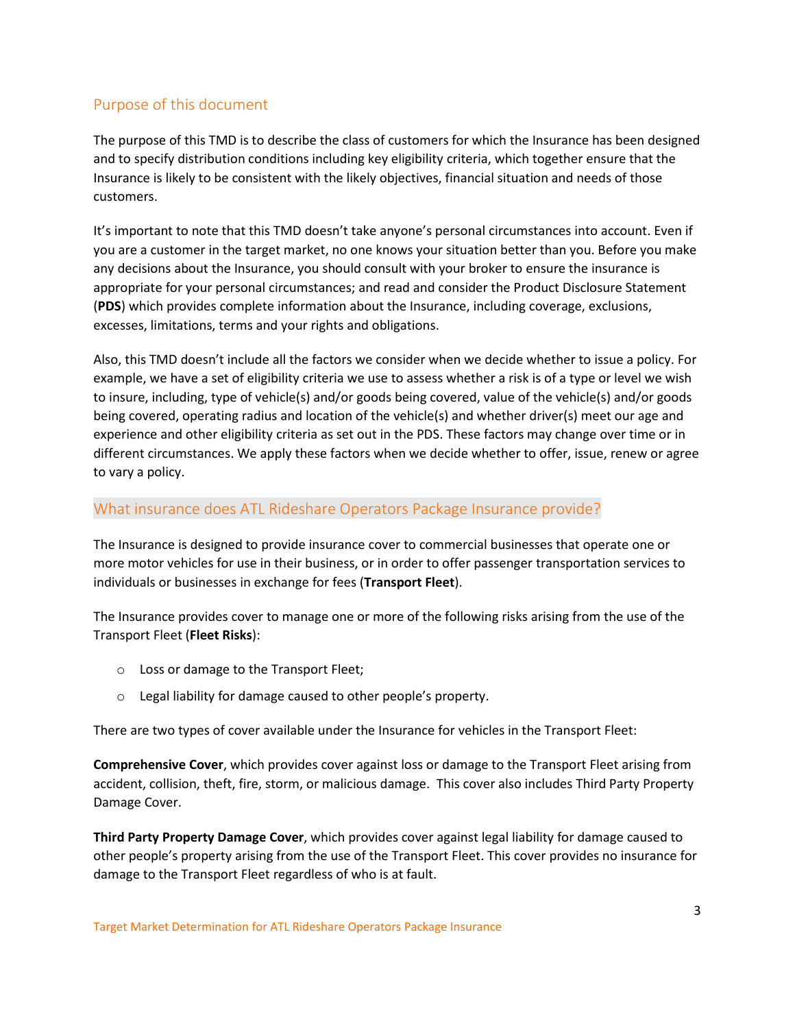## Purpose of this document

The purpose of this TMD is to describe the class of customers for which the Insurance has been designed and to specify distribution conditions including key eligibility criteria, which together ensure that the Insurance is likely to be consistent with the likely objectives, financial situation and needs of those customers.

It's important to note that this TMD doesn't take anyone's personal circumstances into account. Even if you are a customer in the target market, no one knows your situation better than you. Before you make any decisions about the Insurance, you should consult with your broker to ensure the insurance is appropriate for your personal circumstances; and read and consider the Product Disclosure Statement (**PDS**) which provides complete information about the Insurance, including coverage, exclusions, excesses, limitations, terms and your rights and obligations.

Also, this TMD doesn't include all the factors we consider when we decide whether to issue a policy. For example, we have a set of eligibility criteria we use to assess whether a risk is of a type or level we wish to insure, including, type of vehicle(s) and/or goods being covered, value of the vehicle(s) and/or goods being covered, operating radius and location of the vehicle(s) and whether driver(s) meet our age and experience and other eligibility criteria as set out in the PDS. These factors may change over time or in different circumstances. We apply these factors when we decide whether to offer, issue, renew or agree to vary a policy.

## What insurance does ATL Rideshare Operators Package Insurance provide?

The Insurance is designed to provide insurance cover to commercial businesses that operate one or more motor vehicles for use in their business, or in order to offer passenger transportation services to individuals or businesses in exchange for fees (**Transport Fleet**).

The Insurance provides cover to manage one or more of the following risks arising from the use of the Transport Fleet (**Fleet Risks**):

- Loss or damage to the Transport Fleet;
- Legal liability for damage caused to other people's property.

There are two types of cover available under the Insurance for vehicles in the Transport Fleet:

**Comprehensive Cover**, which provides cover against loss or damage to the Transport Fleet arising from accident, collision, theft, fire, storm, or malicious damage. This cover also includes Third Party Property Damage Cover.

**Third Party Property Damage Cover**, which provides cover against legal liability for damage caused to other people's property arising from the use of the Transport Fleet. This cover provides no insurance for damage to the Transport Fleet regardless of who is at fault.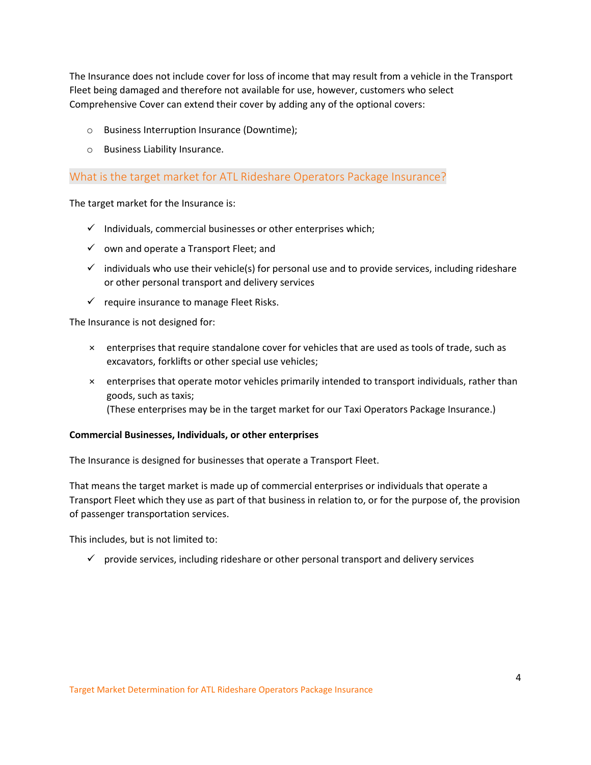The Insurance does not include cover for loss of income that may result from a vehicle in the Transport Fleet being damaged and therefore not available for use, however, customers who select Comprehensive Cover can extend their cover by adding any of the optional covers:

- Business Interruption Insurance (Downtime);
- Business Liability Insurance.

## What is the target market for ATL Rideshare Operators Package Insurance?

The target market for the Insurance is:

- ✓ Individuals, commercial businesses or other enterprises which;
- ✓ own and operate a Transport Fleet; and
- ✓ individuals who use their vehicle(s) for personal use and to provide services, including rideshare or other personal transport and delivery services
- ✓ require insurance to manage Fleet Risks.

The Insurance is not designed for:

- × enterprises that require standalone cover for vehicles that are used as tools of trade, such as excavators, forklifts or other special use vehicles;
- × enterprises that operate motor vehicles primarily intended to transport individuals, rather than goods, such as taxis;
  (These enterprises may be in the target market for our Taxi Operators Package Insurance.)

**Commercial Businesses, Individuals, or other enterprises**

The Insurance is designed for businesses that operate a Transport Fleet.

That means the target market is made up of commercial enterprises or individuals that operate a Transport Fleet which they use as part of that business in relation to, or for the purpose of, the provision of passenger transportation services.

This includes, but is not limited to:

- ✓ provide services, including rideshare or other personal transport and delivery services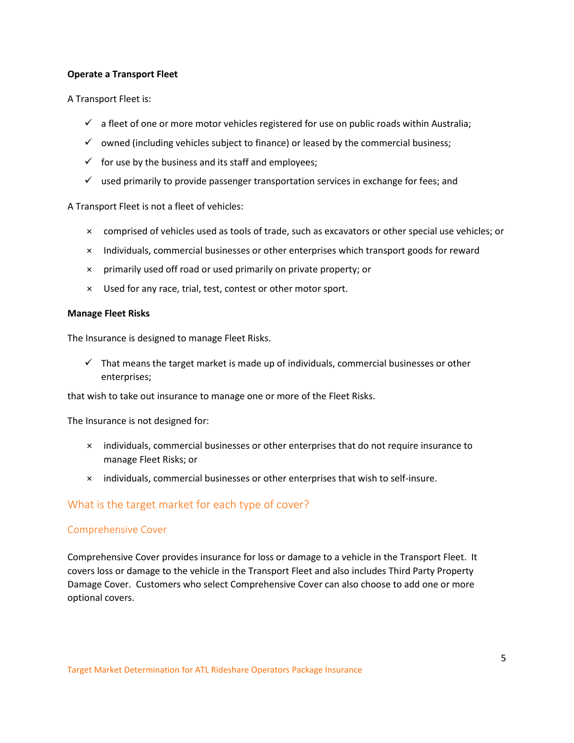**Operate a Transport Fleet**

A Transport Fleet is:

- ✓ a fleet of one or more motor vehicles registered for use on public roads within Australia;
- ✓ owned (including vehicles subject to finance) or leased by the commercial business;
- ✓ for use by the business and its staff and employees;
- ✓ used primarily to provide passenger transportation services in exchange for fees; and

A Transport Fleet is not a fleet of vehicles:

- × comprised of vehicles used as tools of trade, such as excavators or other special use vehicles; or
- × Individuals, commercial businesses or other enterprises which transport goods for reward
- × primarily used off road or used primarily on private property; or
- × Used for any race, trial, test, contest or other motor sport.

**Manage Fleet Risks**

The Insurance is designed to manage Fleet Risks.

- ✓ That means the target market is made up of individuals, commercial businesses or other enterprises;

that wish to take out insurance to manage one or more of the Fleet Risks.

The Insurance is not designed for:

- × individuals, commercial businesses or other enterprises that do not require insurance to manage Fleet Risks; or
- × individuals, commercial businesses or other enterprises that wish to self-insure.

## What is the target market for each type of cover?

### Comprehensive Cover

Comprehensive Cover provides insurance for loss or damage to a vehicle in the Transport Fleet. It covers loss or damage to the vehicle in the Transport Fleet and also includes Third Party Property Damage Cover. Customers who select Comprehensive Cover can also choose to add one or more optional covers.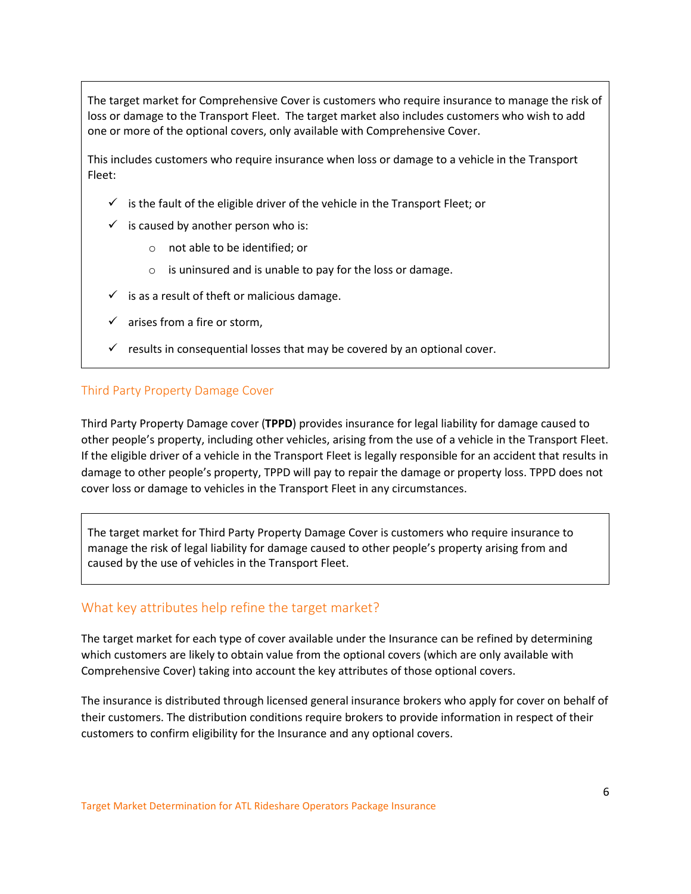> The target market for Comprehensive Cover is customers who require insurance to manage the risk of loss or damage to the Transport Fleet. The target market also includes customers who wish to add one or more of the optional covers, only available with Comprehensive Cover.
>
> This includes customers who require insurance when loss or damage to a vehicle in the Transport Fleet:
>
> - ✓ is the fault of the eligible driver of the vehicle in the Transport Fleet; or
> - ✓ is caused by another person who is:
>   - not able to be identified; or
>   - is uninsured and is unable to pay for the loss or damage.
> - ✓ is as a result of theft or malicious damage.
> - ✓ arises from a fire or storm,
> - ✓ results in consequential losses that may be covered by an optional cover.

### Third Party Property Damage Cover

Third Party Property Damage cover (**TPPD**) provides insurance for legal liability for damage caused to other people's property, including other vehicles, arising from the use of a vehicle in the Transport Fleet. If the eligible driver of a vehicle in the Transport Fleet is legally responsible for an accident that results in damage to other people's property, TPPD will pay to repair the damage or property loss. TPPD does not cover loss or damage to vehicles in the Transport Fleet in any circumstances.

> The target market for Third Party Property Damage Cover is customers who require insurance to manage the risk of legal liability for damage caused to other people's property arising from and caused by the use of vehicles in the Transport Fleet.

## What key attributes help refine the target market?

The target market for each type of cover available under the Insurance can be refined by determining which customers are likely to obtain value from the optional covers (which are only available with Comprehensive Cover) taking into account the key attributes of those optional covers.

The insurance is distributed through licensed general insurance brokers who apply for cover on behalf of their customers. The distribution conditions require brokers to provide information in respect of their customers to confirm eligibility for the Insurance and any optional covers.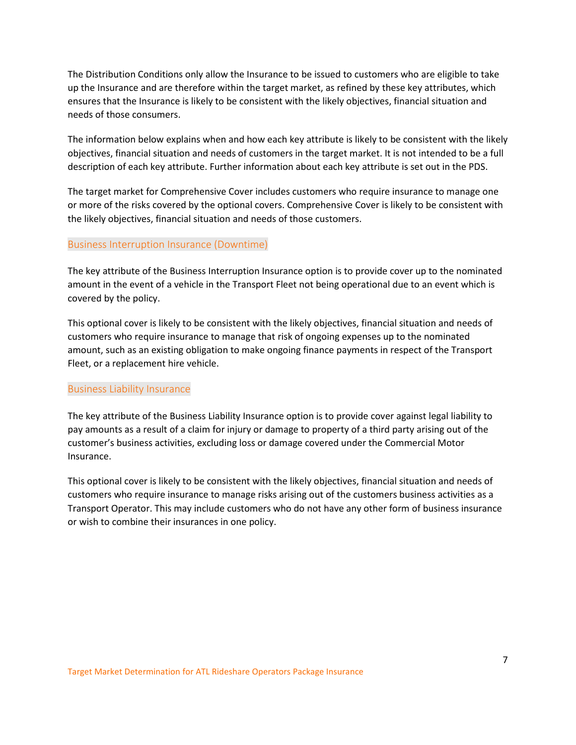The Distribution Conditions only allow the Insurance to be issued to customers who are eligible to take up the Insurance and are therefore within the target market, as refined by these key attributes, which ensures that the Insurance is likely to be consistent with the likely objectives, financial situation and needs of those consumers.

The information below explains when and how each key attribute is likely to be consistent with the likely objectives, financial situation and needs of customers in the target market. It is not intended to be a full description of each key attribute. Further information about each key attribute is set out in the PDS.

The target market for Comprehensive Cover includes customers who require insurance to manage one or more of the risks covered by the optional covers. Comprehensive Cover is likely to be consistent with the likely objectives, financial situation and needs of those customers.

## Business Interruption Insurance (Downtime)

The key attribute of the Business Interruption Insurance option is to provide cover up to the nominated amount in the event of a vehicle in the Transport Fleet not being operational due to an event which is covered by the policy.

This optional cover is likely to be consistent with the likely objectives, financial situation and needs of customers who require insurance to manage that risk of ongoing expenses up to the nominated amount, such as an existing obligation to make ongoing finance payments in respect of the Transport Fleet, or a replacement hire vehicle.

## Business Liability Insurance

The key attribute of the Business Liability Insurance option is to provide cover against legal liability to pay amounts as a result of a claim for injury or damage to property of a third party arising out of the customer's business activities, excluding loss or damage covered under the Commercial Motor Insurance.

This optional cover is likely to be consistent with the likely objectives, financial situation and needs of customers who require insurance to manage risks arising out of the customers business activities as a Transport Operator. This may include customers who do not have any other form of business insurance or wish to combine their insurances in one policy.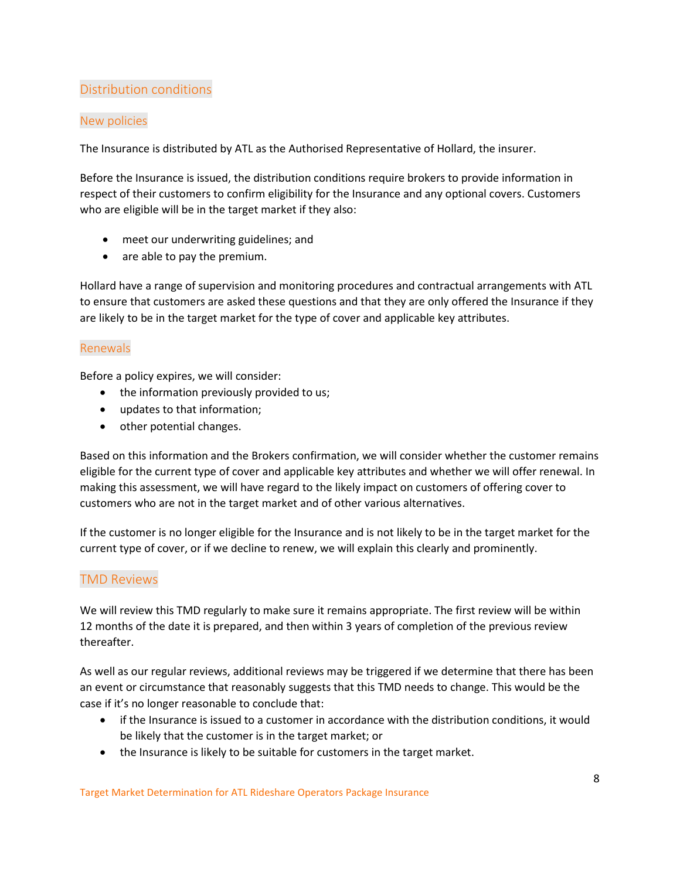## Distribution conditions

### New policies

The Insurance is distributed by ATL as the Authorised Representative of Hollard, the insurer.

Before the Insurance is issued, the distribution conditions require brokers to provide information in respect of their customers to confirm eligibility for the Insurance and any optional covers. Customers who are eligible will be in the target market if they also:

- meet our underwriting guidelines; and
- are able to pay the premium.

Hollard have a range of supervision and monitoring procedures and contractual arrangements with ATL to ensure that customers are asked these questions and that they are only offered the Insurance if they are likely to be in the target market for the type of cover and applicable key attributes.

### Renewals

Before a policy expires, we will consider:

- the information previously provided to us;
- updates to that information;
- other potential changes.

Based on this information and the Brokers confirmation, we will consider whether the customer remains eligible for the current type of cover and applicable key attributes and whether we will offer renewal. In making this assessment, we will have regard to the likely impact on customers of offering cover to customers who are not in the target market and of other various alternatives.

If the customer is no longer eligible for the Insurance and is not likely to be in the target market for the current type of cover, or if we decline to renew, we will explain this clearly and prominently.

## TMD Reviews

We will review this TMD regularly to make sure it remains appropriate. The first review will be within 12 months of the date it is prepared, and then within 3 years of completion of the previous review thereafter.

As well as our regular reviews, additional reviews may be triggered if we determine that there has been an event or circumstance that reasonably suggests that this TMD needs to change. This would be the case if it's no longer reasonable to conclude that:

- if the Insurance is issued to a customer in accordance with the distribution conditions, it would be likely that the customer is in the target market; or
- the Insurance is likely to be suitable for customers in the target market.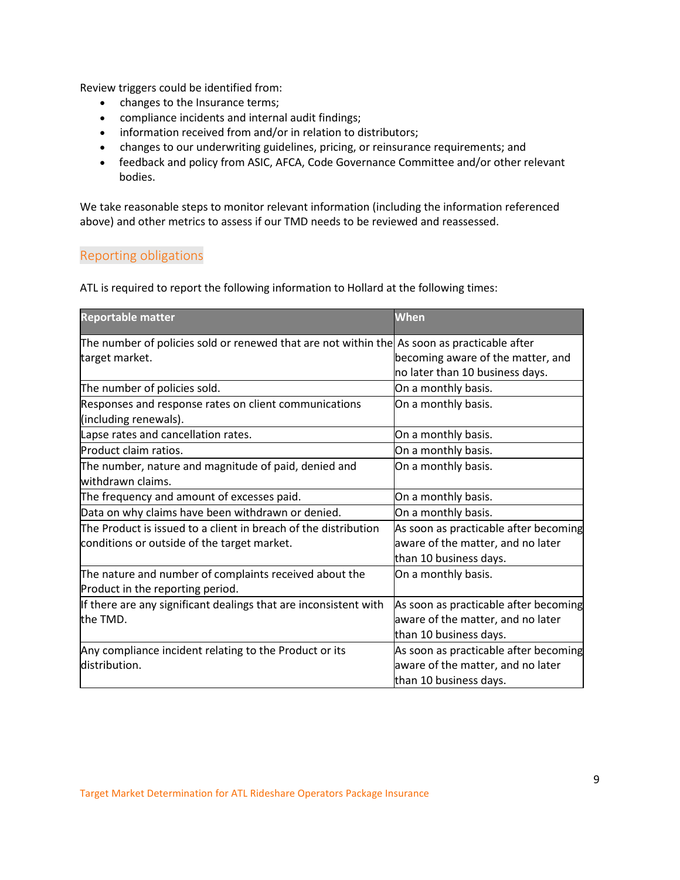Review triggers could be identified from:

- changes to the Insurance terms;
- compliance incidents and internal audit findings;
- information received from and/or in relation to distributors;
- changes to our underwriting guidelines, pricing, or reinsurance requirements; and
- feedback and policy from ASIC, AFCA, Code Governance Committee and/or other relevant bodies.

We take reasonable steps to monitor relevant information (including the information referenced above) and other metrics to assess if our TMD needs to be reviewed and reassessed.

## Reporting obligations

ATL is required to report the following information to Hollard at the following times:

| Reportable matter | When |
|---|---|
| The number of policies sold or renewed that are not within the target market. | As soon as practicable after becoming aware of the matter, and no later than 10 business days. |
| The number of policies sold. | On a monthly basis. |
| Responses and response rates on client communications (including renewals). | On a monthly basis. |
| Lapse rates and cancellation rates. | On a monthly basis. |
| Product claim ratios. | On a monthly basis. |
| The number, nature and magnitude of paid, denied and withdrawn claims. | On a monthly basis. |
| The frequency and amount of excesses paid. | On a monthly basis. |
| Data on why claims have been withdrawn or denied. | On a monthly basis. |
| The Product is issued to a client in breach of the distribution conditions or outside of the target market. | As soon as practicable after becoming aware of the matter, and no later than 10 business days. |
| The nature and number of complaints received about the Product in the reporting period. | On a monthly basis. |
| If there are any significant dealings that are inconsistent with the TMD. | As soon as practicable after becoming aware of the matter, and no later than 10 business days. |
| Any compliance incident relating to the Product or its distribution. | As soon as practicable after becoming aware of the matter, and no later than 10 business days. |